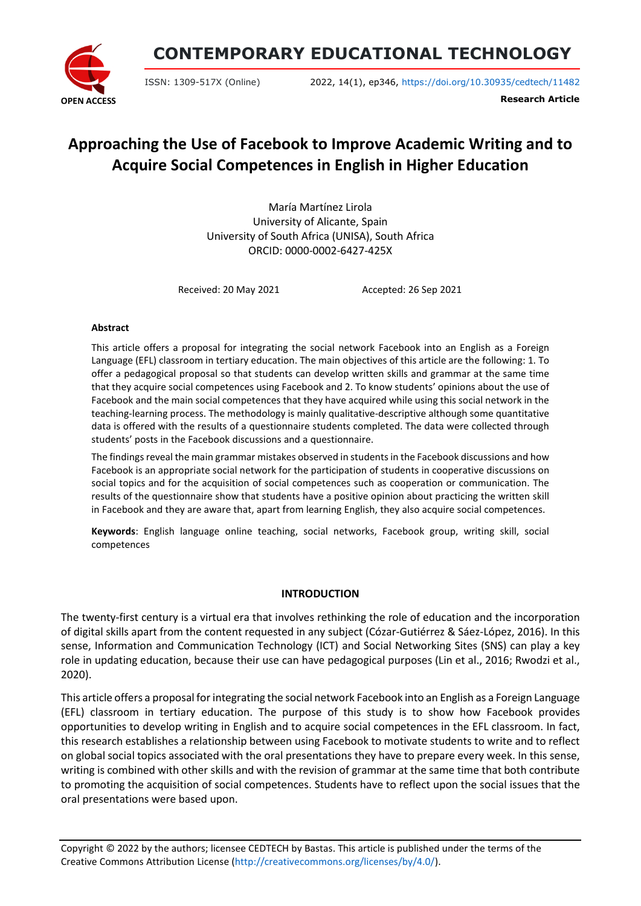# CONTEMPORARY EDUCATIONAL TECHNOLOGY

ISSN: 1309-517X (Online) 2022, 14(1), ep346, https://doi.org/10.30935/cedtech/11482

**Research Article**

# Approaching the Use of Facebook to Improve Academic Writing and to Acquire Social Competences in English in Higher Education

María Martínez Lirola
University of Alicante, Spain
University of South Africa (UNISA), South Africa
ORCID: 0000-0002-6427-425X

Received: 20 May 2021 Accepted: 26 Sep 2021

**Abstract**

This article offers a proposal for integrating the social network Facebook into an English as a Foreign Language (EFL) classroom in tertiary education. The main objectives of this article are the following: 1. To offer a pedagogical proposal so that students can develop written skills and grammar at the same time that they acquire social competences using Facebook and 2. To know students' opinions about the use of Facebook and the main social competences that they have acquired while using this social network in the teaching-learning process. The methodology is mainly qualitative-descriptive although some quantitative data is offered with the results of a questionnaire students completed. The data were collected through students' posts in the Facebook discussions and a questionnaire.

The findings reveal the main grammar mistakes observed in students in the Facebook discussions and how Facebook is an appropriate social network for the participation of students in cooperative discussions on social topics and for the acquisition of social competences such as cooperation or communication. The results of the questionnaire show that students have a positive opinion about practicing the written skill in Facebook and they are aware that, apart from learning English, they also acquire social competences.

**Keywords**: English language online teaching, social networks, Facebook group, writing skill, social competences

## INTRODUCTION

The twenty-first century is a virtual era that involves rethinking the role of education and the incorporation of digital skills apart from the content requested in any subject (Cózar-Gutiérrez & Sáez-López, 2016). In this sense, Information and Communication Technology (ICT) and Social Networking Sites (SNS) can play a key role in updating education, because their use can have pedagogical purposes (Lin et al., 2016; Rwodzi et al., 2020).

This article offers a proposal for integrating the social network Facebook into an English as a Foreign Language (EFL) classroom in tertiary education. The purpose of this study is to show how Facebook provides opportunities to develop writing in English and to acquire social competences in the EFL classroom. In fact, this research establishes a relationship between using Facebook to motivate students to write and to reflect on global social topics associated with the oral presentations they have to prepare every week. In this sense, writing is combined with other skills and with the revision of grammar at the same time that both contribute to promoting the acquisition of social competences. Students have to reflect upon the social issues that the oral presentations were based upon.

Copyright © 2022 by the authors; licensee CEDTECH by Bastas. This article is published under the terms of the Creative Commons Attribution License (http://creativecommons.org/licenses/by/4.0/).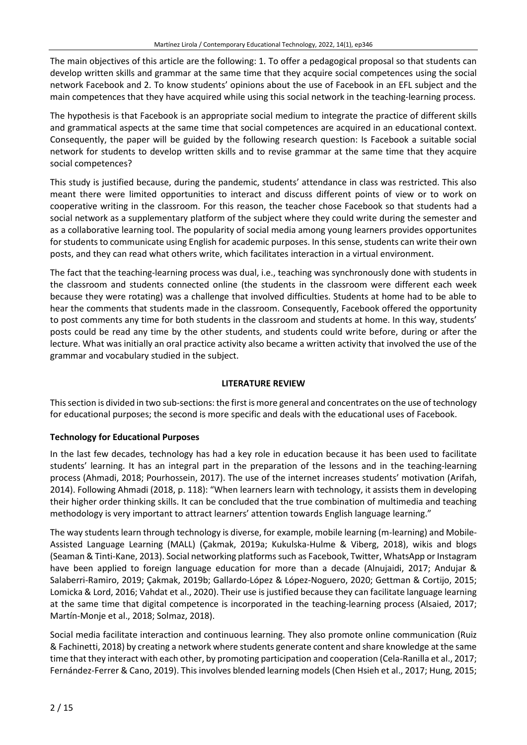The main objectives of this article are the following: 1. To offer a pedagogical proposal so that students can develop written skills and grammar at the same time that they acquire social competences using the social network Facebook and 2. To know students' opinions about the use of Facebook in an EFL subject and the main competences that they have acquired while using this social network in the teaching-learning process.

The hypothesis is that Facebook is an appropriate social medium to integrate the practice of different skills and grammatical aspects at the same time that social competences are acquired in an educational context. Consequently, the paper will be guided by the following research question: Is Facebook a suitable social network for students to develop written skills and to revise grammar at the same time that they acquire social competences?

This study is justified because, during the pandemic, students' attendance in class was restricted. This also meant there were limited opportunities to interact and discuss different points of view or to work on cooperative writing in the classroom. For this reason, the teacher chose Facebook so that students had a social network as a supplementary platform of the subject where they could write during the semester and as a collaborative learning tool. The popularity of social media among young learners provides opportunites for students to communicate using English for academic purposes. In this sense, students can write their own posts, and they can read what others write, which facilitates interaction in a virtual environment.

The fact that the teaching-learning process was dual, i.e., teaching was synchronously done with students in the classroom and students connected online (the students in the classroom were different each week because they were rotating) was a challenge that involved difficulties. Students at home had to be able to hear the comments that students made in the classroom. Consequently, Facebook offered the opportunity to post comments any time for both students in the classroom and students at home. In this way, students' posts could be read any time by the other students, and students could write before, during or after the lecture. What was initially an oral practice activity also became a written activity that involved the use of the grammar and vocabulary studied in the subject.

## LITERATURE REVIEW

This section is divided in two sub-sections: the first is more general and concentrates on the use of technology for educational purposes; the second is more specific and deals with the educational uses of Facebook.

### Technology for Educational Purposes

In the last few decades, technology has had a key role in education because it has been used to facilitate students' learning. It has an integral part in the preparation of the lessons and in the teaching-learning process (Ahmadi, 2018; Pourhossein, 2017). The use of the internet increases students' motivation (Arifah, 2014). Following Ahmadi (2018, p. 118): "When learners learn with technology, it assists them in developing their higher order thinking skills. It can be concluded that the true combination of multimedia and teaching methodology is very important to attract learners' attention towards English language learning."

The way students learn through technology is diverse, for example, mobile learning (m-learning) and Mobile-Assisted Language Learning (MALL) (Çakmak, 2019a; Kukulska-Hulme & Viberg, 2018), wikis and blogs (Seaman & Tinti-Kane, 2013). Social networking platforms such as Facebook, Twitter, WhatsApp or Instagram have been applied to foreign language education for more than a decade (Alnujaidi, 2017; Andujar & Salaberri-Ramiro, 2019; Çakmak, 2019b; Gallardo-López & López-Noguero, 2020; Gettman & Cortijo, 2015; Lomicka & Lord, 2016; Vahdat et al., 2020). Their use is justified because they can facilitate language learning at the same time that digital competence is incorporated in the teaching-learning process (Alsaied, 2017; Martín-Monje et al., 2018; Solmaz, 2018).

Social media facilitate interaction and continuous learning. They also promote online communication (Ruiz & Fachinetti, 2018) by creating a network where students generate content and share knowledge at the same time that they interact with each other, by promoting participation and cooperation (Cela-Ranilla et al., 2017; Fernández-Ferrer & Cano, 2019). This involves blended learning models (Chen Hsieh et al., 2017; Hung, 2015;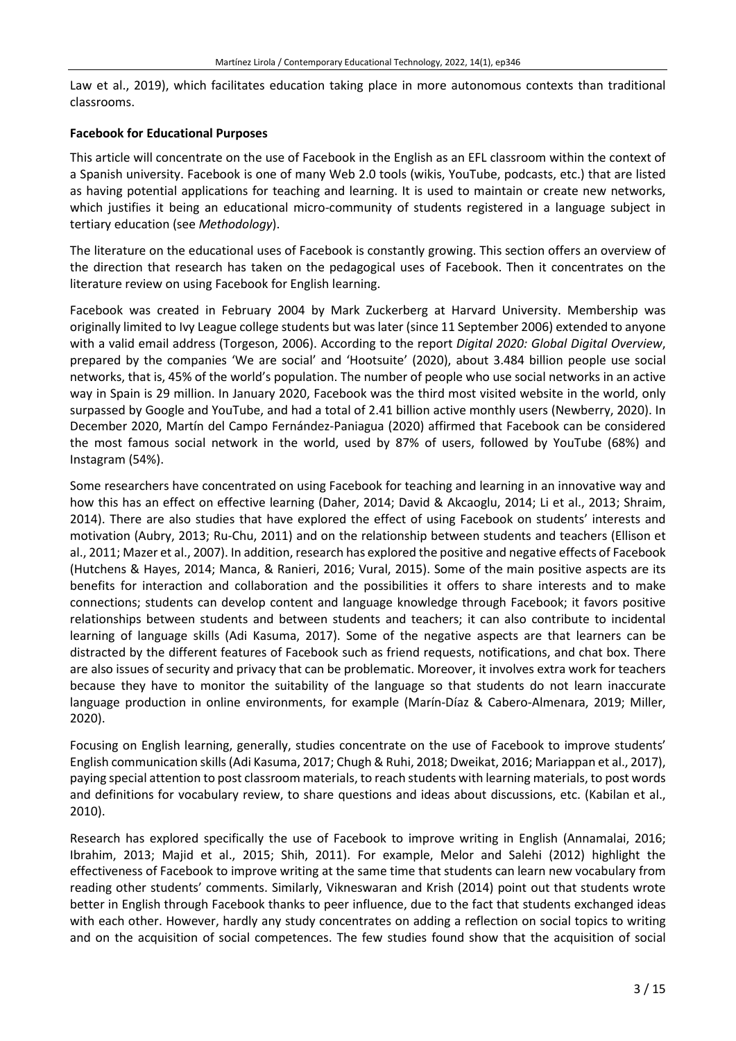Law et al., 2019), which facilitates education taking place in more autonomous contexts than traditional classrooms.

### Facebook for Educational Purposes

This article will concentrate on the use of Facebook in the English as an EFL classroom within the context of a Spanish university. Facebook is one of many Web 2.0 tools (wikis, YouTube, podcasts, etc.) that are listed as having potential applications for teaching and learning. It is used to maintain or create new networks, which justifies it being an educational micro-community of students registered in a language subject in tertiary education (see *Methodology*).

The literature on the educational uses of Facebook is constantly growing. This section offers an overview of the direction that research has taken on the pedagogical uses of Facebook. Then it concentrates on the literature review on using Facebook for English learning.

Facebook was created in February 2004 by Mark Zuckerberg at Harvard University. Membership was originally limited to Ivy League college students but was later (since 11 September 2006) extended to anyone with a valid email address (Torgeson, 2006). According to the report *Digital 2020: Global Digital Overview*, prepared by the companies 'We are social' and 'Hootsuite' (2020), about 3.484 billion people use social networks, that is, 45% of the world's population. The number of people who use social networks in an active way in Spain is 29 million. In January 2020, Facebook was the third most visited website in the world, only surpassed by Google and YouTube, and had a total of 2.41 billion active monthly users (Newberry, 2020). In December 2020, Martín del Campo Fernández-Paniagua (2020) affirmed that Facebook can be considered the most famous social network in the world, used by 87% of users, followed by YouTube (68%) and Instagram (54%).

Some researchers have concentrated on using Facebook for teaching and learning in an innovative way and how this has an effect on effective learning (Daher, 2014; David & Akcaoglu, 2014; Li et al., 2013; Shraim, 2014). There are also studies that have explored the effect of using Facebook on students' interests and motivation (Aubry, 2013; Ru-Chu, 2011) and on the relationship between students and teachers (Ellison et al., 2011; Mazer et al., 2007). In addition, research has explored the positive and negative effects of Facebook (Hutchens & Hayes, 2014; Manca, & Ranieri, 2016; Vural, 2015). Some of the main positive aspects are its benefits for interaction and collaboration and the possibilities it offers to share interests and to make connections; students can develop content and language knowledge through Facebook; it favors positive relationships between students and between students and teachers; it can also contribute to incidental learning of language skills (Adi Kasuma, 2017). Some of the negative aspects are that learners can be distracted by the different features of Facebook such as friend requests, notifications, and chat box. There are also issues of security and privacy that can be problematic. Moreover, it involves extra work for teachers because they have to monitor the suitability of the language so that students do not learn inaccurate language production in online environments, for example (Marín-Díaz & Cabero-Almenara, 2019; Miller, 2020).

Focusing on English learning, generally, studies concentrate on the use of Facebook to improve students' English communication skills (Adi Kasuma, 2017; Chugh & Ruhi, 2018; Dweikat, 2016; Mariappan et al., 2017), paying special attention to post classroom materials, to reach students with learning materials, to post words and definitions for vocabulary review, to share questions and ideas about discussions, etc. (Kabilan et al., 2010).

Research has explored specifically the use of Facebook to improve writing in English (Annamalai, 2016; Ibrahim, 2013; Majid et al., 2015; Shih, 2011). For example, Melor and Salehi (2012) highlight the effectiveness of Facebook to improve writing at the same time that students can learn new vocabulary from reading other students' comments. Similarly, Vikneswaran and Krish (2014) point out that students wrote better in English through Facebook thanks to peer influence, due to the fact that students exchanged ideas with each other. However, hardly any study concentrates on adding a reflection on social topics to writing and on the acquisition of social competences. The few studies found show that the acquisition of social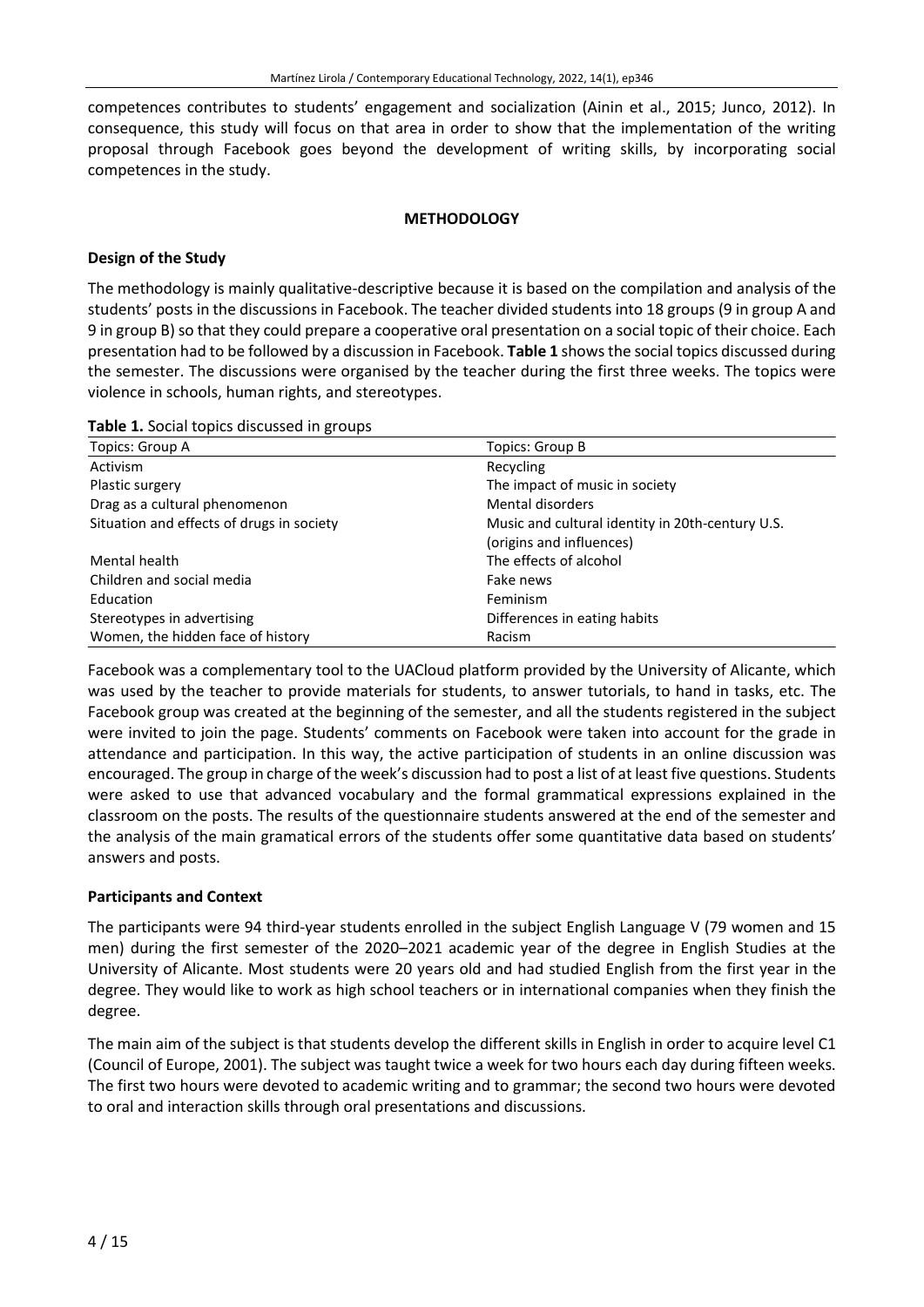competences contributes to students' engagement and socialization (Ainin et al., 2015; Junco, 2012). In consequence, this study will focus on that area in order to show that the implementation of the writing proposal through Facebook goes beyond the development of writing skills, by incorporating social competences in the study.

## METHODOLOGY

### Design of the Study

The methodology is mainly qualitative-descriptive because it is based on the compilation and analysis of the students' posts in the discussions in Facebook. The teacher divided students into 18 groups (9 in group A and 9 in group B) so that they could prepare a cooperative oral presentation on a social topic of their choice. Each presentation had to be followed by a discussion in Facebook. **Table 1** shows the social topics discussed during the semester. The discussions were organised by the teacher during the first three weeks. The topics were violence in schools, human rights, and stereotypes.

**Table 1.** Social topics discussed in groups

| Topics: Group A | Topics: Group B |
|---|---|
| Activism | Recycling |
| Plastic surgery | The impact of music in society |
| Drag as a cultural phenomenon | Mental disorders |
| Situation and effects of drugs in society | Music and cultural identity in 20th-century U.S. (origins and influences) |
| Mental health | The effects of alcohol |
| Children and social media | Fake news |
| Education | Feminism |
| Stereotypes in advertising | Differences in eating habits |
| Women, the hidden face of history | Racism |

Facebook was a complementary tool to the UACloud platform provided by the University of Alicante, which was used by the teacher to provide materials for students, to answer tutorials, to hand in tasks, etc. The Facebook group was created at the beginning of the semester, and all the students registered in the subject were invited to join the page. Students' comments on Facebook were taken into account for the grade in attendance and participation. In this way, the active participation of students in an online discussion was encouraged. The group in charge of the week's discussion had to post a list of at least five questions. Students were asked to use that advanced vocabulary and the formal grammatical expressions explained in the classroom on the posts. The results of the questionnaire students answered at the end of the semester and the analysis of the main gramatical errors of the students offer some quantitative data based on students' answers and posts.

### Participants and Context

The participants were 94 third-year students enrolled in the subject English Language V (79 women and 15 men) during the first semester of the 2020–2021 academic year of the degree in English Studies at the University of Alicante. Most students were 20 years old and had studied English from the first year in the degree. They would like to work as high school teachers or in international companies when they finish the degree.

The main aim of the subject is that students develop the different skills in English in order to acquire level C1 (Council of Europe, 2001). The subject was taught twice a week for two hours each day during fifteen weeks. The first two hours were devoted to academic writing and to grammar; the second two hours were devoted to oral and interaction skills through oral presentations and discussions.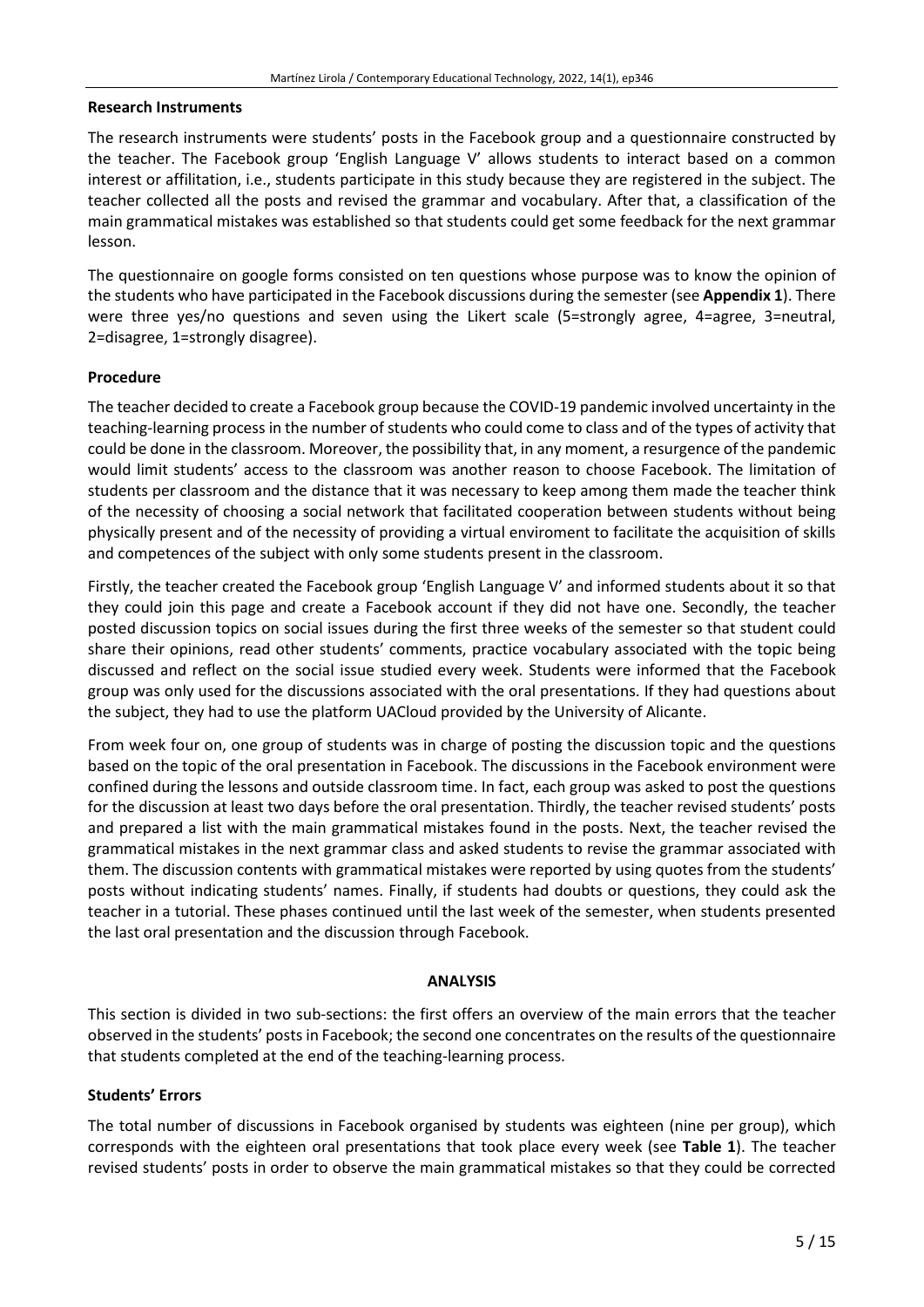### Research Instruments

The research instruments were students' posts in the Facebook group and a questionnaire constructed by the teacher. The Facebook group 'English Language V' allows students to interact based on a common interest or affilitation, i.e., students participate in this study because they are registered in the subject. The teacher collected all the posts and revised the grammar and vocabulary. After that, a classification of the main grammatical mistakes was established so that students could get some feedback for the next grammar lesson.

The questionnaire on google forms consisted on ten questions whose purpose was to know the opinion of the students who have participated in the Facebook discussions during the semester (see **Appendix 1**). There were three yes/no questions and seven using the Likert scale (5=strongly agree, 4=agree, 3=neutral, 2=disagree, 1=strongly disagree).

### Procedure

The teacher decided to create a Facebook group because the COVID-19 pandemic involved uncertainty in the teaching-learning process in the number of students who could come to class and of the types of activity that could be done in the classroom. Moreover, the possibility that, in any moment, a resurgence of the pandemic would limit students' access to the classroom was another reason to choose Facebook. The limitation of students per classroom and the distance that it was necessary to keep among them made the teacher think of the necessity of choosing a social network that facilitated cooperation between students without being physically present and of the necessity of providing a virtual enviroment to facilitate the acquisition of skills and competences of the subject with only some students present in the classroom.

Firstly, the teacher created the Facebook group 'English Language V' and informed students about it so that they could join this page and create a Facebook account if they did not have one. Secondly, the teacher posted discussion topics on social issues during the first three weeks of the semester so that student could share their opinions, read other students' comments, practice vocabulary associated with the topic being discussed and reflect on the social issue studied every week. Students were informed that the Facebook group was only used for the discussions associated with the oral presentations. If they had questions about the subject, they had to use the platform UACloud provided by the University of Alicante.

From week four on, one group of students was in charge of posting the discussion topic and the questions based on the topic of the oral presentation in Facebook. The discussions in the Facebook environment were confined during the lessons and outside classroom time. In fact, each group was asked to post the questions for the discussion at least two days before the oral presentation. Thirdly, the teacher revised students' posts and prepared a list with the main grammatical mistakes found in the posts. Next, the teacher revised the grammatical mistakes in the next grammar class and asked students to revise the grammar associated with them. The discussion contents with grammatical mistakes were reported by using quotes from the students' posts without indicating students' names. Finally, if students had doubts or questions, they could ask the teacher in a tutorial. These phases continued until the last week of the semester, when students presented the last oral presentation and the discussion through Facebook.

## ANALYSIS

This section is divided in two sub-sections: the first offers an overview of the main errors that the teacher observed in the students' posts in Facebook; the second one concentrates on the results of the questionnaire that students completed at the end of the teaching-learning process.

### Students' Errors

The total number of discussions in Facebook organised by students was eighteen (nine per group), which corresponds with the eighteen oral presentations that took place every week (see **Table 1**). The teacher revised students' posts in order to observe the main grammatical mistakes so that they could be corrected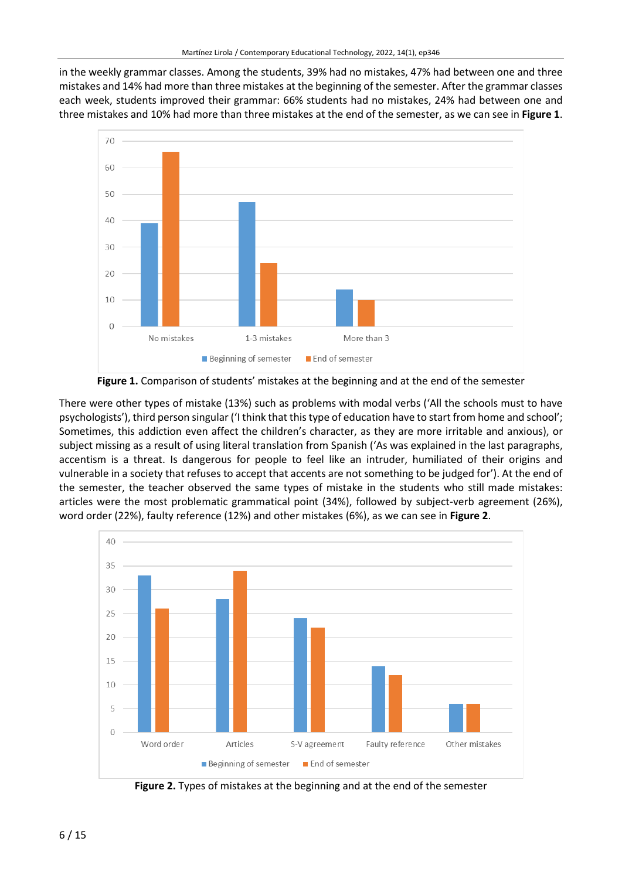in the weekly grammar classes. Among the students, 39% had no mistakes, 47% had between one and three mistakes and 14% had more than three mistakes at the beginning of the semester. After the grammar classes each week, students improved their grammar: 66% students had no mistakes, 24% had between one and three mistakes and 10% had more than three mistakes at the end of the semester, as we can see in **Figure 1**.

**Figure 1.** Comparison of students' mistakes at the beginning and at the end of the semester

There were other types of mistake (13%) such as problems with modal verbs ('All the schools must to have psychologists'), third person singular ('I think that this type of education have to start from home and school'; Sometimes, this addiction even affect the children's character, as they are more irritable and anxious), or subject missing as a result of using literal translation from Spanish ('As was explained in the last paragraphs, accentism is a threat. Is dangerous for people to feel like an intruder, humiliated of their origins and vulnerable in a society that refuses to accept that accents are not something to be judged for'). At the end of the semester, the teacher observed the same types of mistake in the students who still made mistakes: articles were the most problematic grammatical point (34%), followed by subject-verb agreement (26%), word order (22%), faulty reference (12%) and other mistakes (6%), as we can see in **Figure 2**.

**Figure 2.** Types of mistakes at the beginning and at the end of the semester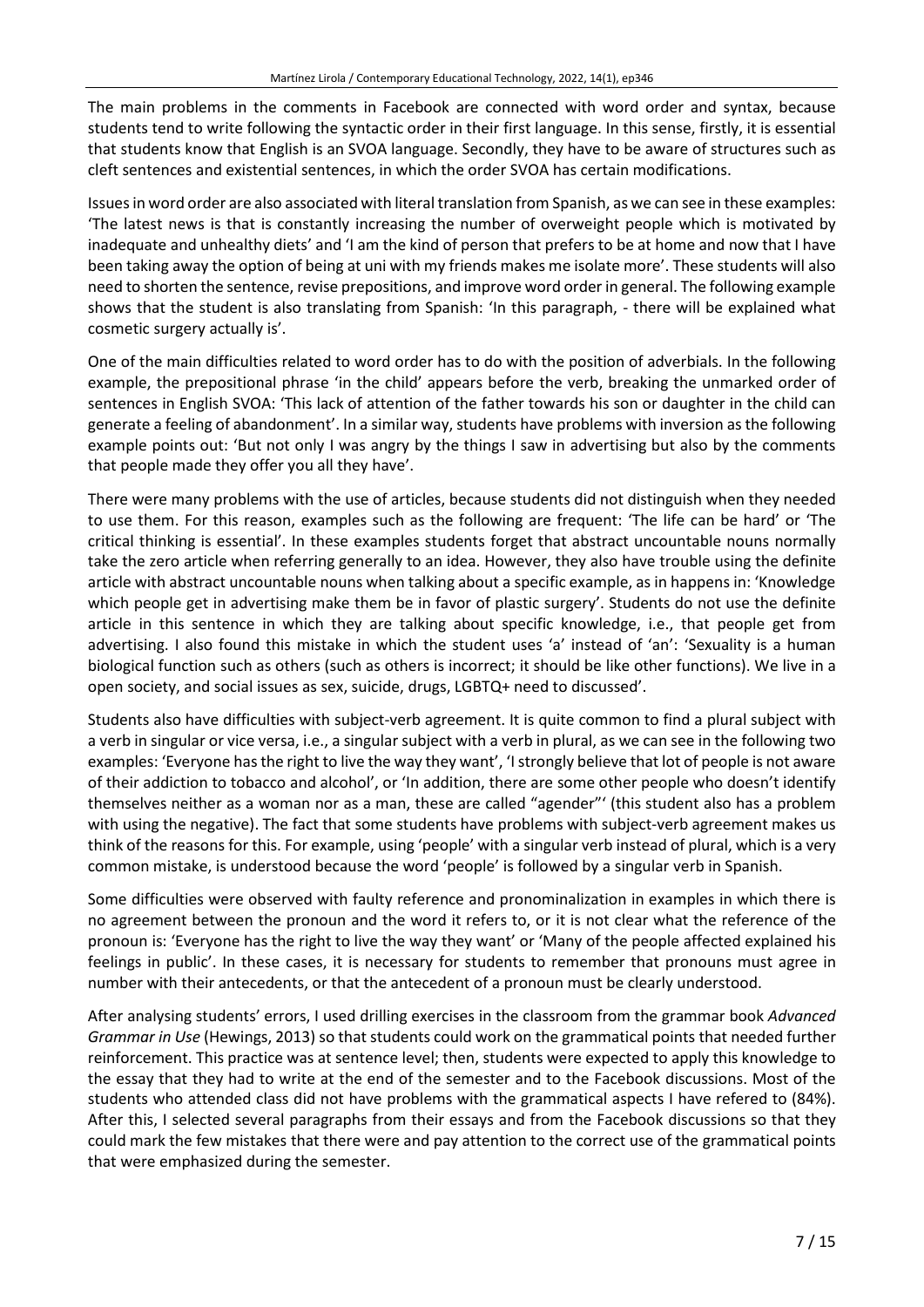The main problems in the comments in Facebook are connected with word order and syntax, because students tend to write following the syntactic order in their first language. In this sense, firstly, it is essential that students know that English is an SVOA language. Secondly, they have to be aware of structures such as cleft sentences and existential sentences, in which the order SVOA has certain modifications.

Issues in word order are also associated with literal translation from Spanish, as we can see in these examples: 'The latest news is that is constantly increasing the number of overweight people which is motivated by inadequate and unhealthy diets' and 'I am the kind of person that prefers to be at home and now that I have been taking away the option of being at uni with my friends makes me isolate more'. These students will also need to shorten the sentence, revise prepositions, and improve word order in general. The following example shows that the student is also translating from Spanish: 'In this paragraph, - there will be explained what cosmetic surgery actually is'.

One of the main difficulties related to word order has to do with the position of adverbials. In the following example, the prepositional phrase 'in the child' appears before the verb, breaking the unmarked order of sentences in English SVOA: 'This lack of attention of the father towards his son or daughter in the child can generate a feeling of abandonment'. In a similar way, students have problems with inversion as the following example points out: 'But not only I was angry by the things I saw in advertising but also by the comments that people made they offer you all they have'.

There were many problems with the use of articles, because students did not distinguish when they needed to use them. For this reason, examples such as the following are frequent: 'The life can be hard' or 'The critical thinking is essential'. In these examples students forget that abstract uncountable nouns normally take the zero article when referring generally to an idea. However, they also have trouble using the definite article with abstract uncountable nouns when talking about a specific example, as in happens in: 'Knowledge which people get in advertising make them be in favor of plastic surgery'. Students do not use the definite article in this sentence in which they are talking about specific knowledge, i.e., that people get from advertising. I also found this mistake in which the student uses 'a' instead of 'an': 'Sexuality is a human biological function such as others (such as others is incorrect; it should be like other functions). We live in a open society, and social issues as sex, suicide, drugs, LGBTQ+ need to discussed'.

Students also have difficulties with subject-verb agreement. It is quite common to find a plural subject with a verb in singular or vice versa, i.e., a singular subject with a verb in plural, as we can see in the following two examples: 'Everyone has the right to live the way they want', 'I strongly believe that lot of people is not aware of their addiction to tobacco and alcohol', or 'In addition, there are some other people who doesn't identify themselves neither as a woman nor as a man, these are called "agender"' (this student also has a problem with using the negative). The fact that some students have problems with subject-verb agreement makes us think of the reasons for this. For example, using 'people' with a singular verb instead of plural, which is a very common mistake, is understood because the word 'people' is followed by a singular verb in Spanish.

Some difficulties were observed with faulty reference and pronominalization in examples in which there is no agreement between the pronoun and the word it refers to, or it is not clear what the reference of the pronoun is: 'Everyone has the right to live the way they want' or 'Many of the people affected explained his feelings in public'. In these cases, it is necessary for students to remember that pronouns must agree in number with their antecedents, or that the antecedent of a pronoun must be clearly understood.

After analysing students' errors, I used drilling exercises in the classroom from the grammar book *Advanced Grammar in Use* (Hewings, 2013) so that students could work on the grammatical points that needed further reinforcement. This practice was at sentence level; then, students were expected to apply this knowledge to the essay that they had to write at the end of the semester and to the Facebook discussions. Most of the students who attended class did not have problems with the grammatical aspects I have refered to (84%). After this, I selected several paragraphs from their essays and from the Facebook discussions so that they could mark the few mistakes that there were and pay attention to the correct use of the grammatical points that were emphasized during the semester.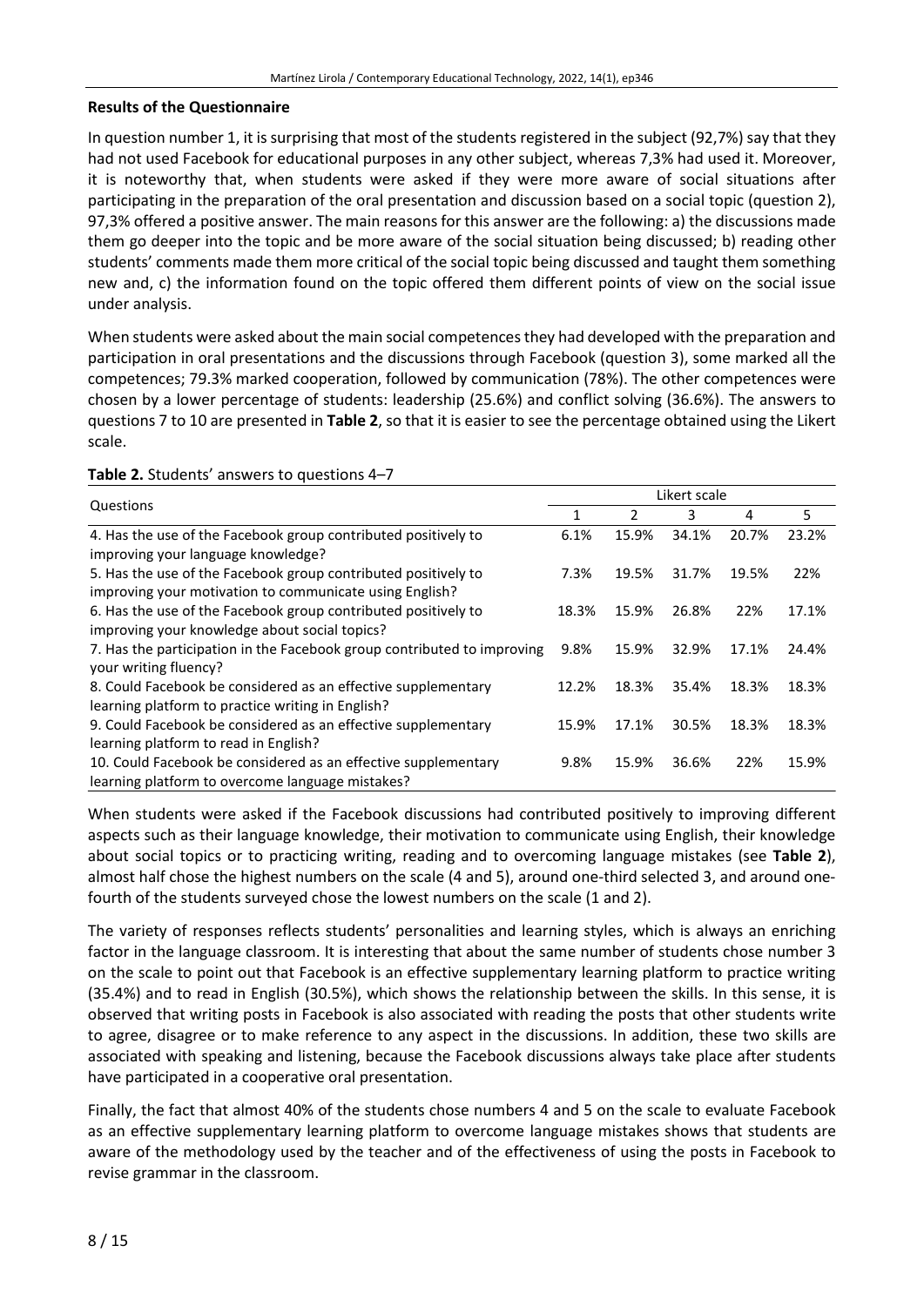**Results of the Questionnaire**

In question number 1, it is surprising that most of the students registered in the subject (92,7%) say that they had not used Facebook for educational purposes in any other subject, whereas 7,3% had used it. Moreover, it is noteworthy that, when students were asked if they were more aware of social situations after participating in the preparation of the oral presentation and discussion based on a social topic (question 2), 97,3% offered a positive answer. The main reasons for this answer are the following: a) the discussions made them go deeper into the topic and be more aware of the social situation being discussed; b) reading other students' comments made them more critical of the social topic being discussed and taught them something new and, c) the information found on the topic offered them different points of view on the social issue under analysis.

When students were asked about the main social competences they had developed with the preparation and participation in oral presentations and the discussions through Facebook (question 3), some marked all the competences; 79.3% marked cooperation, followed by communication (78%). The other competences were chosen by a lower percentage of students: leadership (25.6%) and conflict solving (36.6%). The answers to questions 7 to 10 are presented in **Table 2**, so that it is easier to see the percentage obtained using the Likert scale.

**Table 2.** Students' answers to questions 4–7

| Questions | Likert scale | | | | |
|---|---|---|---|---|---|
| | 1 | 2 | 3 | 4 | 5 |
| 4. Has the use of the Facebook group contributed positively to improving your language knowledge? | 6.1% | 15.9% | 34.1% | 20.7% | 23.2% |
| 5. Has the use of the Facebook group contributed positively to improving your motivation to communicate using English? | 7.3% | 19.5% | 31.7% | 19.5% | 22% |
| 6. Has the use of the Facebook group contributed positively to improving your knowledge about social topics? | 18.3% | 15.9% | 26.8% | 22% | 17.1% |
| 7. Has the participation in the Facebook group contributed to improving your writing fluency? | 9.8% | 15.9% | 32.9% | 17.1% | 24.4% |
| 8. Could Facebook be considered as an effective supplementary learning platform to practice writing in English? | 12.2% | 18.3% | 35.4% | 18.3% | 18.3% |
| 9. Could Facebook be considered as an effective supplementary learning platform to read in English? | 15.9% | 17.1% | 30.5% | 18.3% | 18.3% |
| 10. Could Facebook be considered as an effective supplementary learning platform to overcome language mistakes? | 9.8% | 15.9% | 36.6% | 22% | 15.9% |

When students were asked if the Facebook discussions had contributed positively to improving different aspects such as their language knowledge, their motivation to communicate using English, their knowledge about social topics or to practicing writing, reading and to overcoming language mistakes (see **Table 2**), almost half chose the highest numbers on the scale (4 and 5), around one-third selected 3, and around one-fourth of the students surveyed chose the lowest numbers on the scale (1 and 2).

The variety of responses reflects students' personalities and learning styles, which is always an enriching factor in the language classroom. It is interesting that about the same number of students chose number 3 on the scale to point out that Facebook is an effective supplementary learning platform to practice writing (35.4%) and to read in English (30.5%), which shows the relationship between the skills. In this sense, it is observed that writing posts in Facebook is also associated with reading the posts that other students write to agree, disagree or to make reference to any aspect in the discussions. In addition, these two skills are associated with speaking and listening, because the Facebook discussions always take place after students have participated in a cooperative oral presentation.

Finally, the fact that almost 40% of the students chose numbers 4 and 5 on the scale to evaluate Facebook as an effective supplementary learning platform to overcome language mistakes shows that students are aware of the methodology used by the teacher and of the effectiveness of using the posts in Facebook to revise grammar in the classroom.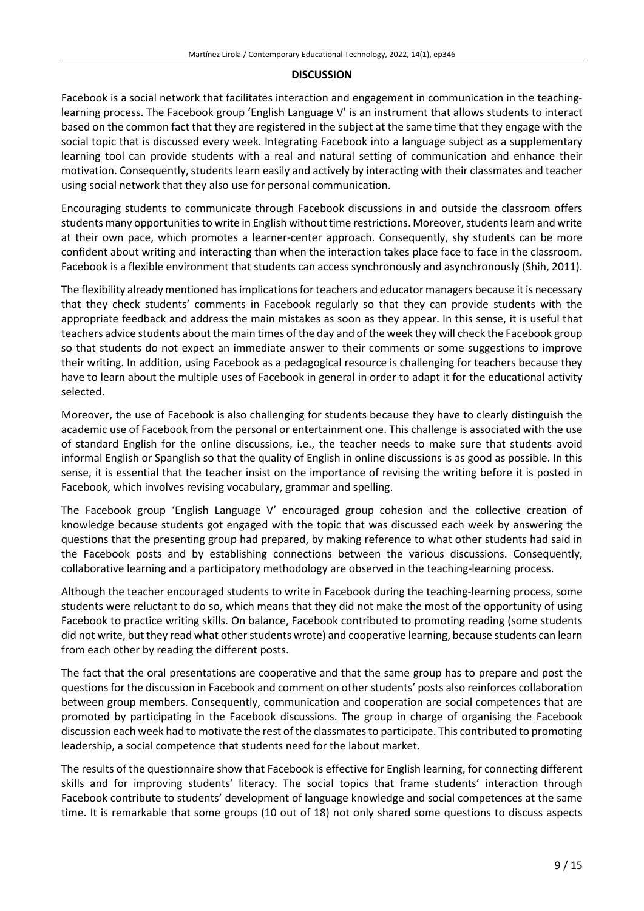## DISCUSSION

Facebook is a social network that facilitates interaction and engagement in communication in the teaching-learning process. The Facebook group 'English Language V' is an instrument that allows students to interact based on the common fact that they are registered in the subject at the same time that they engage with the social topic that is discussed every week. Integrating Facebook into a language subject as a supplementary learning tool can provide students with a real and natural setting of communication and enhance their motivation. Consequently, students learn easily and actively by interacting with their classmates and teacher using social network that they also use for personal communication.

Encouraging students to communicate through Facebook discussions in and outside the classroom offers students many opportunities to write in English without time restrictions. Moreover, students learn and write at their own pace, which promotes a learner-center approach. Consequently, shy students can be more confident about writing and interacting than when the interaction takes place face to face in the classroom. Facebook is a flexible environment that students can access synchronously and asynchronously (Shih, 2011).

The flexibility already mentioned has implications for teachers and educator managers because it is necessary that they check students' comments in Facebook regularly so that they can provide students with the appropriate feedback and address the main mistakes as soon as they appear. In this sense, it is useful that teachers advice students about the main times of the day and of the week they will check the Facebook group so that students do not expect an immediate answer to their comments or some suggestions to improve their writing. In addition, using Facebook as a pedagogical resource is challenging for teachers because they have to learn about the multiple uses of Facebook in general in order to adapt it for the educational activity selected.

Moreover, the use of Facebook is also challenging for students because they have to clearly distinguish the academic use of Facebook from the personal or entertainment one. This challenge is associated with the use of standard English for the online discussions, i.e., the teacher needs to make sure that students avoid informal English or Spanglish so that the quality of English in online discussions is as good as possible. In this sense, it is essential that the teacher insist on the importance of revising the writing before it is posted in Facebook, which involves revising vocabulary, grammar and spelling.

The Facebook group 'English Language V' encouraged group cohesion and the collective creation of knowledge because students got engaged with the topic that was discussed each week by answering the questions that the presenting group had prepared, by making reference to what other students had said in the Facebook posts and by establishing connections between the various discussions. Consequently, collaborative learning and a participatory methodology are observed in the teaching-learning process.

Although the teacher encouraged students to write in Facebook during the teaching-learning process, some students were reluctant to do so, which means that they did not make the most of the opportunity of using Facebook to practice writing skills. On balance, Facebook contributed to promoting reading (some students did not write, but they read what other students wrote) and cooperative learning, because students can learn from each other by reading the different posts.

The fact that the oral presentations are cooperative and that the same group has to prepare and post the questions for the discussion in Facebook and comment on other students' posts also reinforces collaboration between group members. Consequently, communication and cooperation are social competences that are promoted by participating in the Facebook discussions. The group in charge of organising the Facebook discussion each week had to motivate the rest of the classmates to participate. This contributed to promoting leadership, a social competence that students need for the labout market.

The results of the questionnaire show that Facebook is effective for English learning, for connecting different skills and for improving students' literacy. The social topics that frame students' interaction through Facebook contribute to students' development of language knowledge and social competences at the same time. It is remarkable that some groups (10 out of 18) not only shared some questions to discuss aspects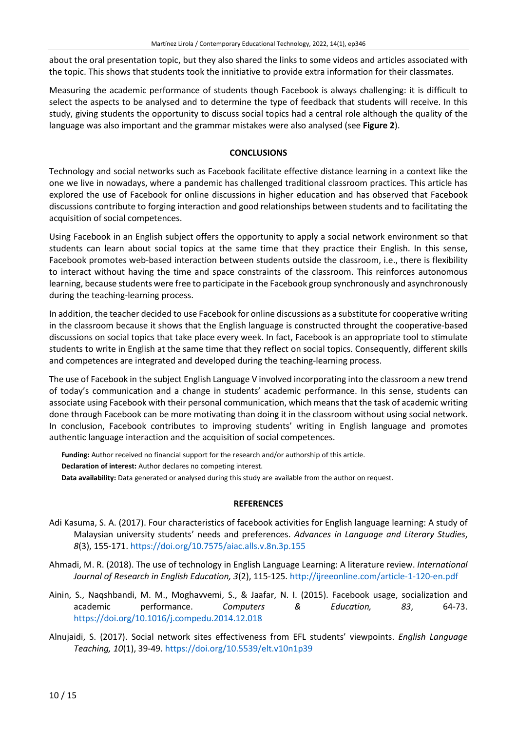about the oral presentation topic, but they also shared the links to some videos and articles associated with the topic. This shows that students took the innitiative to provide extra information for their classmates.

Measuring the academic performance of students though Facebook is always challenging: it is difficult to select the aspects to be analysed and to determine the type of feedback that students will receive. In this study, giving students the opportunity to discuss social topics had a central role although the quality of the language was also important and the grammar mistakes were also analysed (see **Figure 2**).

## CONCLUSIONS

Technology and social networks such as Facebook facilitate effective distance learning in a context like the one we live in nowadays, where a pandemic has challenged traditional classroom practices. This article has explored the use of Facebook for online discussions in higher education and has observed that Facebook discussions contribute to forging interaction and good relationships between students and to facilitating the acquisition of social competences.

Using Facebook in an English subject offers the opportunity to apply a social network environment so that students can learn about social topics at the same time that they practice their English. In this sense, Facebook promotes web-based interaction between students outside the classroom, i.e., there is flexibility to interact without having the time and space constraints of the classroom. This reinforces autonomous learning, because students were free to participate in the Facebook group synchronously and asynchronously during the teaching-learning process.

In addition, the teacher decided to use Facebook for online discussions as a substitute for cooperative writing in the classroom because it shows that the English language is constructed throught the cooperative-based discussions on social topics that take place every week. In fact, Facebook is an appropriate tool to stimulate students to write in English at the same time that they reflect on social topics. Consequently, different skills and competences are integrated and developed during the teaching-learning process.

The use of Facebook in the subject English Language V involved incorporating into the classroom a new trend of today's communication and a change in students' academic performance. In this sense, students can associate using Facebook with their personal communication, which means that the task of academic writing done through Facebook can be more motivating than doing it in the classroom without using social network. In conclusion, Facebook contributes to improving students' writing in English language and promotes authentic language interaction and the acquisition of social competences.

**Funding:** Author received no financial support for the research and/or authorship of this article.

**Declaration of interest:** Author declares no competing interest.

**Data availability:** Data generated or analysed during this study are available from the author on request.

## REFERENCES

Adi Kasuma, S. A. (2017). Four characteristics of facebook activities for English language learning: A study of Malaysian university students' needs and preferences. *Advances in Language and Literary Studies*, *8*(3), 155-171. https://doi.org/10.7575/aiac.alls.v.8n.3p.155

Ahmadi, M. R. (2018). The use of technology in English Language Learning: A literature review. *International Journal of Research in English Education, 3*(2), 115-125. http://ijreeonline.com/article-1-120-en.pdf

Ainin, S., Naqshbandi, M. M., Moghavvemi, S., & Jaafar, N. I. (2015). Facebook usage, socialization and academic performance. *Computers & Education, 83*, 64-73. https://doi.org/10.1016/j.compedu.2014.12.018

Alnujaidi, S. (2017). Social network sites effectiveness from EFL students' viewpoints. *English Language Teaching, 10*(1), 39-49. https://doi.org/10.5539/elt.v10n1p39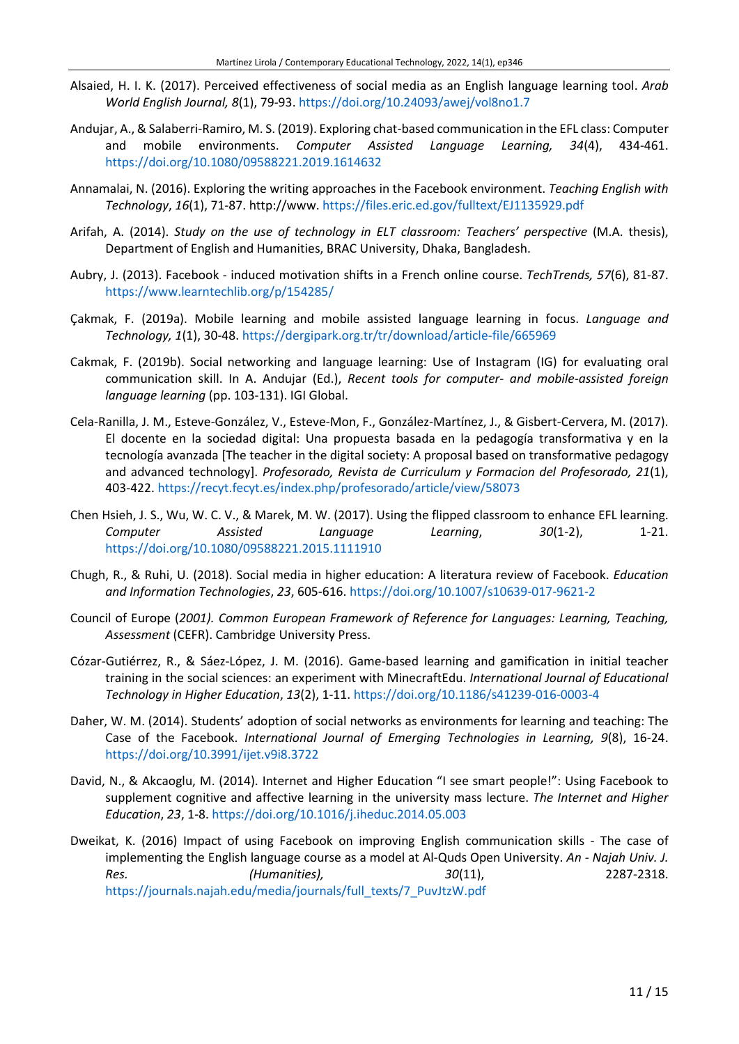Alsaied, H. I. K. (2017). Perceived effectiveness of social media as an English language learning tool. *Arab World English Journal, 8*(1), 79-93. https://doi.org/10.24093/awej/vol8no1.7

Andujar, A., & Salaberri-Ramiro, M. S. (2019). Exploring chat-based communication in the EFL class: Computer and mobile environments. *Computer Assisted Language Learning, 34*(4), 434-461. https://doi.org/10.1080/09588221.2019.1614632

Annamalai, N. (2016). Exploring the writing approaches in the Facebook environment. *Teaching English with Technology*, *16*(1), 71-87. http://www. https://files.eric.ed.gov/fulltext/EJ1135929.pdf

Arifah, A. (2014). *Study on the use of technology in ELT classroom: Teachers' perspective* (M.A. thesis), Department of English and Humanities, BRAC University, Dhaka, Bangladesh.

Aubry, J. (2013). Facebook - induced motivation shifts in a French online course. *TechTrends, 57*(6), 81-87. https://www.learntechlib.org/p/154285/

Çakmak, F. (2019a). Mobile learning and mobile assisted language learning in focus. *Language and Technology, 1*(1), 30-48. https://dergipark.org.tr/tr/download/article-file/665969

Cakmak, F. (2019b). Social networking and language learning: Use of Instagram (IG) for evaluating oral communication skill. In A. Andujar (Ed.), *Recent tools for computer- and mobile-assisted foreign language learning* (pp. 103-131). IGI Global.

Cela-Ranilla, J. M., Esteve-González, V., Esteve-Mon, F., González-Martínez, J., & Gisbert-Cervera, M. (2017). El docente en la sociedad digital: Una propuesta basada en la pedagogía transformativa y en la tecnología avanzada [The teacher in the digital society: A proposal based on transformative pedagogy and advanced technology]. *Profesorado, Revista de Curriculum y Formacion del Profesorado, 21*(1), 403-422. https://recyt.fecyt.es/index.php/profesorado/article/view/58073

Chen Hsieh, J. S., Wu, W. C. V., & Marek, M. W. (2017). Using the flipped classroom to enhance EFL learning. *Computer Assisted Language Learning*, *30*(1-2), 1-21. https://doi.org/10.1080/09588221.2015.1111910

Chugh, R., & Ruhi, U. (2018). Social media in higher education: A literatura review of Facebook. *Education and Information Technologies*, *23*, 605-616. https://doi.org/10.1007/s10639-017-9621-2

Council of Europe (*2001). Common European Framework of Reference for Languages: Learning, Teaching, Assessment* (CEFR). Cambridge University Press.

Cózar-Gutiérrez, R., & Sáez-López, J. M. (2016). Game-based learning and gamification in initial teacher training in the social sciences: an experiment with MinecraftEdu. *International Journal of Educational Technology in Higher Education*, *13*(2), 1-11. https://doi.org/10.1186/s41239-016-0003-4

Daher, W. M. (2014). Students' adoption of social networks as environments for learning and teaching: The Case of the Facebook. *International Journal of Emerging Technologies in Learning, 9*(8), 16-24. https://doi.org/10.3991/ijet.v9i8.3722

David, N., & Akcaoglu, M. (2014). Internet and Higher Education "I see smart people!": Using Facebook to supplement cognitive and affective learning in the university mass lecture. *The Internet and Higher Education*, *23*, 1-8. https://doi.org/10.1016/j.iheduc.2014.05.003

Dweikat, K. (2016) Impact of using Facebook on improving English communication skills - The case of implementing the English language course as a model at Al-Quds Open University. *An - Najah Univ. J. Res. (Humanities),* *30*(11), 2287-2318. https://journals.najah.edu/media/journals/full_texts/7_PuvJtzW.pdf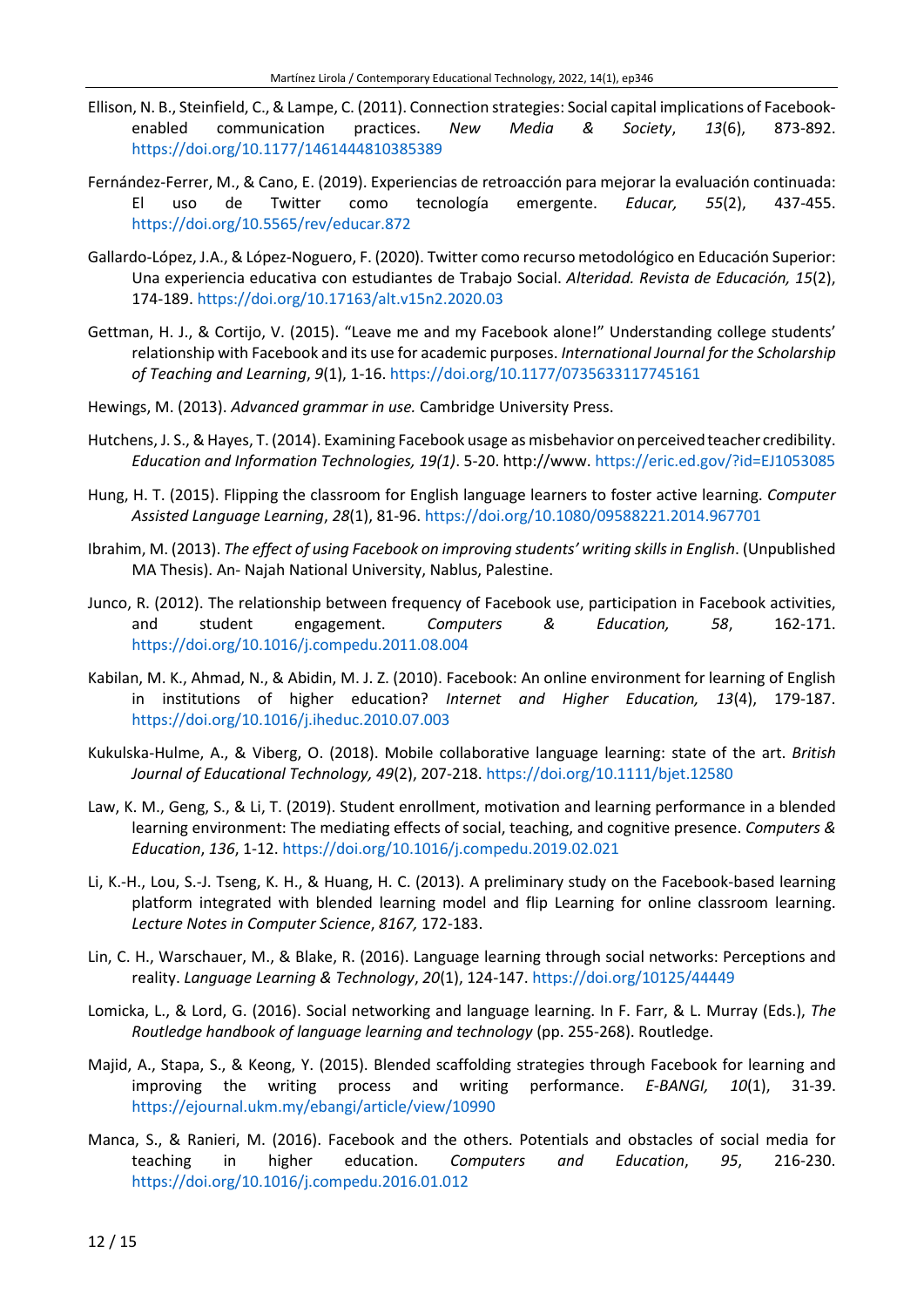Ellison, N. B., Steinfield, C., & Lampe, C. (2011). Connection strategies: Social capital implications of Facebook-enabled communication practices. *New Media & Society*, *13*(6), 873-892. https://doi.org/10.1177/1461444810385389

Fernández-Ferrer, M., & Cano, E. (2019). Experiencias de retroacción para mejorar la evaluación continuada: El uso de Twitter como tecnología emergente. *Educar, 55*(2), 437-455. https://doi.org/10.5565/rev/educar.872

Gallardo-López, J.A., & López-Noguero, F. (2020). Twitter como recurso metodológico en Educación Superior: Una experiencia educativa con estudiantes de Trabajo Social. *Alteridad. Revista de Educación, 15*(2), 174-189. https://doi.org/10.17163/alt.v15n2.2020.03

Gettman, H. J., & Cortijo, V. (2015). "Leave me and my Facebook alone!" Understanding college students' relationship with Facebook and its use for academic purposes. *International Journal for the Scholarship of Teaching and Learning*, *9*(1), 1-16. https://doi.org/10.1177/0735633117745161

Hewings, M. (2013). *Advanced grammar in use.* Cambridge University Press.

Hutchens, J. S., & Hayes, T. (2014). Examining Facebook usage as misbehavior on perceived teacher credibility. *Education and Information Technologies, 19(1)*. 5-20. http://www. https://eric.ed.gov/?id=EJ1053085

Hung, H. T. (2015). Flipping the classroom for English language learners to foster active learning. *Computer Assisted Language Learning*, *28*(1), 81-96. https://doi.org/10.1080/09588221.2014.967701

Ibrahim, M. (2013). *The effect of using Facebook on improving students' writing skills in English*. (Unpublished MA Thesis). An- Najah National University, Nablus, Palestine.

Junco, R. (2012). The relationship between frequency of Facebook use, participation in Facebook activities, and student engagement. *Computers & Education, 58*, 162-171. https://doi.org/10.1016/j.compedu.2011.08.004

Kabilan, M. K., Ahmad, N., & Abidin, M. J. Z. (2010). Facebook: An online environment for learning of English in institutions of higher education? *Internet and Higher Education, 13*(4), 179-187. https://doi.org/10.1016/j.iheduc.2010.07.003

Kukulska-Hulme, A., & Viberg, O. (2018). Mobile collaborative language learning: state of the art. *British Journal of Educational Technology, 49*(2), 207-218. https://doi.org/10.1111/bjet.12580

Law, K. M., Geng, S., & Li, T. (2019). Student enrollment, motivation and learning performance in a blended learning environment: The mediating effects of social, teaching, and cognitive presence. *Computers & Education*, *136*, 1-12. https://doi.org/10.1016/j.compedu.2019.02.021

Li, K.-H., Lou, S.-J. Tseng, K. H., & Huang, H. C. (2013). A preliminary study on the Facebook-based learning platform integrated with blended learning model and flip Learning for online classroom learning. *Lecture Notes in Computer Science*, *8167,* 172-183.

Lin, C. H., Warschauer, M., & Blake, R. (2016). Language learning through social networks: Perceptions and reality. *Language Learning & Technology*, *20*(1), 124-147. https://doi.org/10125/44449

Lomicka, L., & Lord, G. (2016). Social networking and language learning. In F. Farr, & L. Murray (Eds.), *The Routledge handbook of language learning and technology* (pp. 255-268). Routledge.

Majid, A., Stapa, S., & Keong, Y. (2015). Blended scaffolding strategies through Facebook for learning and improving the writing process and writing performance. *E-BANGI, 10*(1), 31-39. https://ejournal.ukm.my/ebangi/article/view/10990

Manca, S., & Ranieri, M. (2016). Facebook and the others. Potentials and obstacles of social media for teaching in higher education. *Computers and Education*, *95*, 216-230. https://doi.org/10.1016/j.compedu.2016.01.012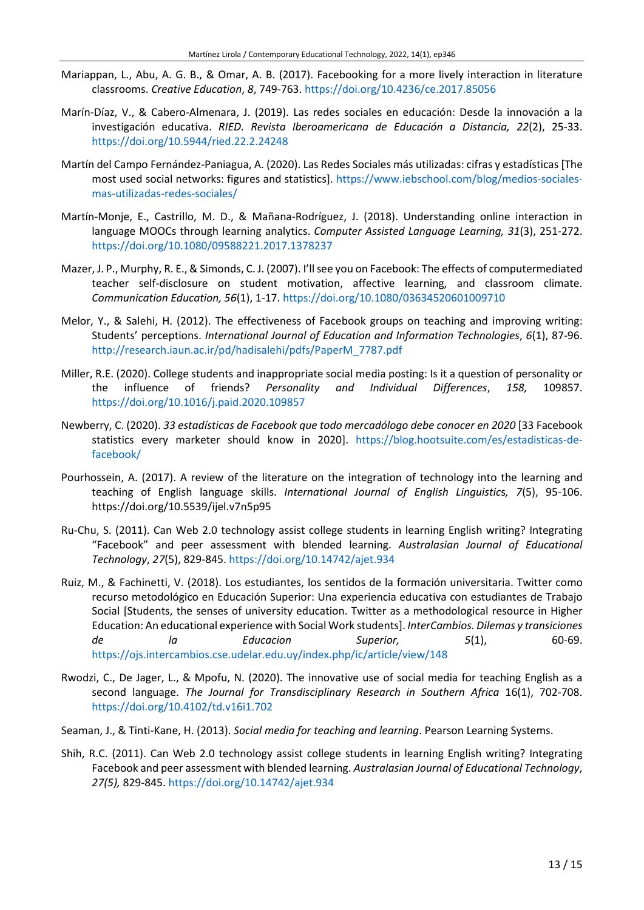Mariappan, L., Abu, A. G. B., & Omar, A. B. (2017). Facebooking for a more lively interaction in literature classrooms. *Creative Education*, *8*, 749-763. https://doi.org/10.4236/ce.2017.85056

Marín-Díaz, V., & Cabero-Almenara, J. (2019). Las redes sociales en educación: Desde la innovación a la investigación educativa. *RIED. Revista Iberoamericana de Educación a Distancia, 22*(2), 25-33. https://doi.org/10.5944/ried.22.2.24248

Martín del Campo Fernández-Paniagua, A. (2020). Las Redes Sociales más utilizadas: cifras y estadísticas [The most used social networks: figures and statistics]. https://www.iebschool.com/blog/medios-sociales-mas-utilizadas-redes-sociales/

Martín-Monje, E., Castrillo, M. D., & Mañana-Rodríguez, J. (2018). Understanding online interaction in language MOOCs through learning analytics. *Computer Assisted Language Learning, 31*(3), 251-272. https://doi.org/10.1080/09588221.2017.1378237

Mazer, J. P., Murphy, R. E., & Simonds, C. J. (2007). I'll see you on Facebook: The effects of computermediated teacher self-disclosure on student motivation, affective learning, and classroom climate. *Communication Education, 56*(1), 1-17. https://doi.org/10.1080/03634520601009710

Melor, Y., & Salehi, H. (2012). The effectiveness of Facebook groups on teaching and improving writing: Students' perceptions. *International Journal of Education and Information Technologies*, *6*(1), 87-96. http://research.iaun.ac.ir/pd/hadisalehi/pdfs/PaperM_7787.pdf

Miller, R.E. (2020). College students and inappropriate social media posting: Is it a question of personality or the influence of friends? *Personality and Individual Differences*, *158,* 109857. https://doi.org/10.1016/j.paid.2020.109857

Newberry, C. (2020). *33 estadísticas de Facebook que todo mercadólogo debe conocer en 2020* [33 Facebook statistics every marketer should know in 2020]. https://blog.hootsuite.com/es/estadisticas-de-facebook/

Pourhossein, A. (2017). A review of the literature on the integration of technology into the learning and teaching of English language skills. *International Journal of English Linguistics*, *7*(5), 95-106. https://doi.org/10.5539/ijel.v7n5p95

Ru-Chu, S. (2011). Can Web 2.0 technology assist college students in learning English writing? Integrating "Facebook" and peer assessment with blended learning. *Australasian Journal of Educational Technology*, *27*(5), 829-845. https://doi.org/10.14742/ajet.934

Ruiz, M., & Fachinetti, V. (2018). Los estudiantes, los sentidos de la formación universitaria. Twitter como recurso metodológico en Educación Superior: Una experiencia educativa con estudiantes de Trabajo Social [Students, the senses of university education. Twitter as a methodological resource in Higher Education: An educational experience with Social Work students]. *InterCambios. Dilemas y transiciones de la Educacion Superior,* *5*(1), 60-69. https://ojs.intercambios.cse.udelar.edu.uy/index.php/ic/article/view/148

Rwodzi, C., De Jager, L., & Mpofu, N. (2020). The innovative use of social media for teaching English as a second language. *The Journal for Transdisciplinary Research in Southern Africa* 16(1), 702-708. https://doi.org/10.4102/td.v16i1.702

Seaman, J., & Tinti-Kane, H. (2013). *Social media for teaching and learning*. Pearson Learning Systems.

Shih, R.C. (2011). Can Web 2.0 technology assist college students in learning English writing? Integrating Facebook and peer assessment with blended learning. *Australasian Journal of Educational Technology*, *27(5),* 829-845. https://doi.org/10.14742/ajet.934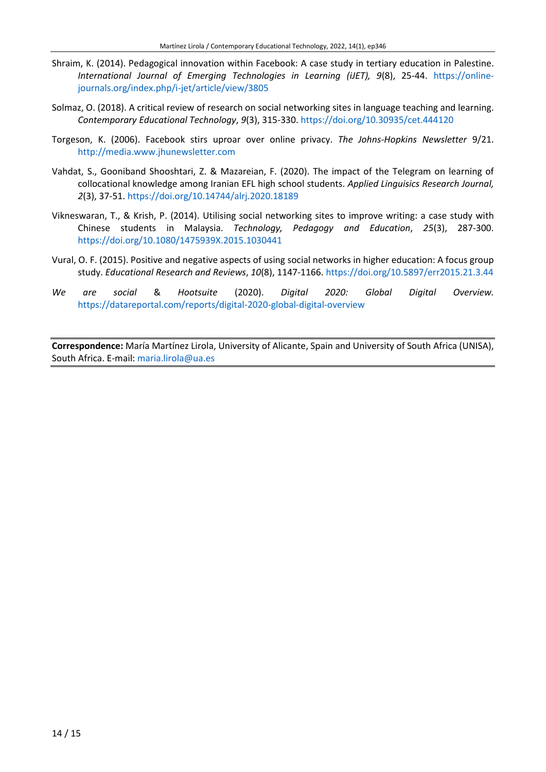Shraim, K. (2014). Pedagogical innovation within Facebook: A case study in tertiary education in Palestine. *International Journal of Emerging Technologies in Learning (iJET), 9*(8), 25-44. https://online-journals.org/index.php/i-jet/article/view/3805

Solmaz, O. (2018). A critical review of research on social networking sites in language teaching and learning. *Contemporary Educational Technology*, *9*(3), 315-330. https://doi.org/10.30935/cet.444120

Torgeson, K. (2006). Facebook stirs uproar over online privacy. *The Johns-Hopkins Newsletter* 9/21. http://media.www.jhunewsletter.com

Vahdat, S., Gooniband Shooshtari, Z. & Mazareian, F. (2020). The impact of the Telegram on learning of collocational knowledge among Iranian EFL high school students. *Applied Linguisics Research Journal, 2*(3), 37-51. https://doi.org/10.14744/alrj.2020.18189

Vikneswaran, T., & Krish, P. (2014). Utilising social networking sites to improve writing: a case study with Chinese students in Malaysia. *Technology, Pedagogy and Education*, *25*(3), 287-300. https://doi.org/10.1080/1475939X.2015.1030441

Vural, O. F. (2015). Positive and negative aspects of using social networks in higher education: A focus group study. *Educational Research and Reviews*, *10*(8), 1147-1166. https://doi.org/10.5897/err2015.21.3.44

*We are social* & *Hootsuite* (2020). *Digital 2020: Global Digital Overview.* https://datareportal.com/reports/digital-2020-global-digital-overview

---

**Correspondence:** María Martínez Lirola, University of Alicante, Spain and University of South Africa (UNISA), South Africa. E-mail: maria.lirola@ua.es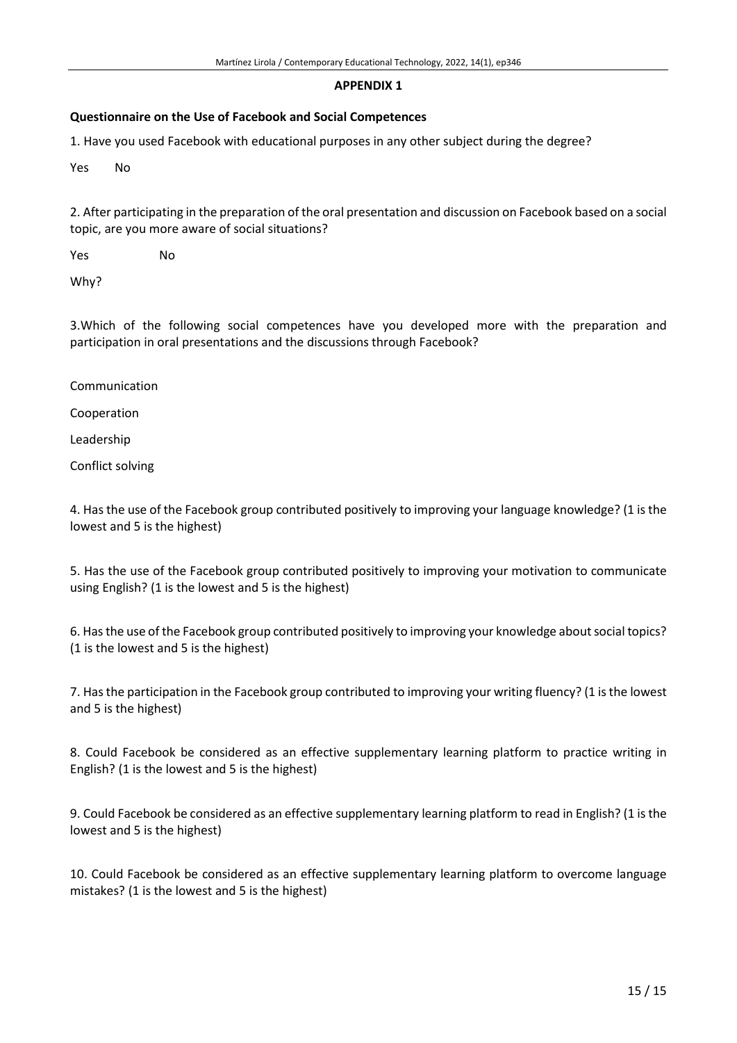## APPENDIX 1

### Questionnaire on the Use of Facebook and Social Competences

1. Have you used Facebook with educational purposes in any other subject during the degree?

Yes No

2. After participating in the preparation of the oral presentation and discussion on Facebook based on a social topic, are you more aware of social situations?

Yes No

Why?

3.Which of the following social competences have you developed more with the preparation and participation in oral presentations and the discussions through Facebook?

Communication

Cooperation

Leadership

Conflict solving

4. Has the use of the Facebook group contributed positively to improving your language knowledge? (1 is the lowest and 5 is the highest)

5. Has the use of the Facebook group contributed positively to improving your motivation to communicate using English? (1 is the lowest and 5 is the highest)

6. Has the use of the Facebook group contributed positively to improving your knowledge about social topics? (1 is the lowest and 5 is the highest)

7. Has the participation in the Facebook group contributed to improving your writing fluency? (1 is the lowest and 5 is the highest)

8. Could Facebook be considered as an effective supplementary learning platform to practice writing in English? (1 is the lowest and 5 is the highest)

9. Could Facebook be considered as an effective supplementary learning platform to read in English? (1 is the lowest and 5 is the highest)

10. Could Facebook be considered as an effective supplementary learning platform to overcome language mistakes? (1 is the lowest and 5 is the highest)